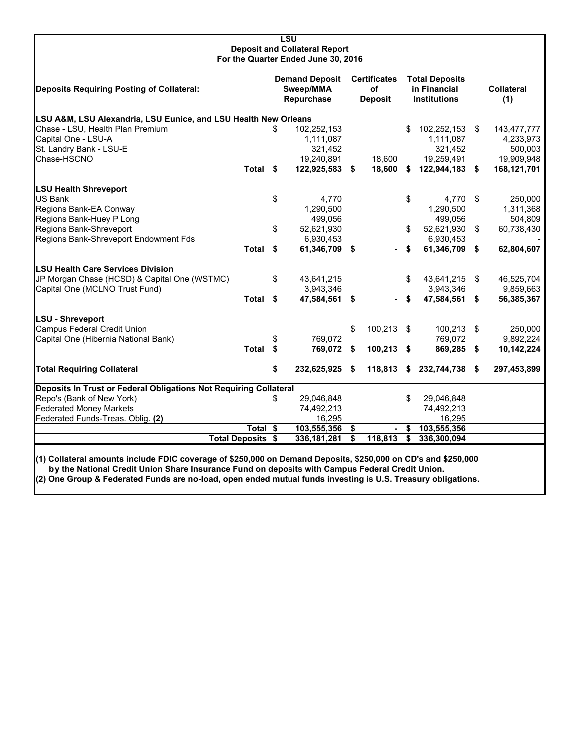# LSU
## Deposit and Collateral Report
### For the Quarter Ended June 30, 2016

| Deposits Requiring Posting of Collateral: | | Demand Deposit Sweep/MMA Repurchase | Certificates of Deposit | Total Deposits in Financial Institutions | Collateral (1) |
|---|---|---|---|---|---|
| **LSU A&M, LSU Alexandria, LSU Eunice, and LSU Health New Orleans** | | | | | |
| Chase - LSU, Health Plan Premium | | $ 102,252,153 | | $ 102,252,153 | $ 143,477,777 |
| Capital One - LSU-A | | 1,111,087 | | 1,111,087 | 4,233,973 |
| St. Landry Bank - LSU-E | | 321,452 | | 321,452 | 500,003 |
| Chase-HSCNO | | 19,240,891 | 18,600 | 19,259,491 | 19,909,948 |
| | **Total** | **$ 122,925,583** | **$ 18,600** | **$ 122,944,183** | **$ 168,121,701** |
| **LSU Health Shreveport** | | | | | |
| US Bank | | $ 4,770 | | $ 4,770 | $ 250,000 |
| Regions Bank-EA Conway | | 1,290,500 | | 1,290,500 | 1,311,368 |
| Regions Bank-Huey P Long | | 499,056 | | 499,056 | 504,809 |
| Regions Bank-Shreveport | | $ 52,621,930 | | $ 52,621,930 | $ 60,738,430 |
| Regions Bank-Shreveport Endowment Fds | | 6,930,453 | | 6,930,453 | - |
| | **Total** | **$ 61,346,709** | **$ -** | **$ 61,346,709** | **$ 62,804,607** |
| **LSU Health Care Services Division** | | | | | |
| JP Morgan Chase (HCSD) & Capital One (WSTMC) | | $ 43,641,215 | | $ 43,641,215 | $ 46,525,704 |
| Capital One (MCLNO Trust Fund) | | 3,943,346 | | 3,943,346 | 9,859,663 |
| | **Total** | **$ 47,584,561** | **$ -** | **$ 47,584,561** | **$ 56,385,367** |
| **LSU - Shreveport** | | | | | |
| Campus Federal Credit Union | | | $ 100,213 | $ 100,213 | $ 250,000 |
| Capital One (Hibernia National Bank) | | $ 769,072 | | 769,072 | 9,892,224 |
| | **Total** | **$ 769,072** | **$ 100,213** | **$ 869,285** | **$ 10,142,224** |
| **Total Requiring Collateral** | | **$ 232,625,925** | **$ 118,813** | **$ 232,744,738** | **$ 297,453,899** |
| **Deposits In Trust or Federal Obligations Not Requiring Collateral** | | | | | |
| Repo's (Bank of New York) | | $ 29,046,848 | | $ 29,046,848 | |
| Federated Money Markets | | 74,492,213 | | 74,492,213 | |
| Federated Funds-Treas. Oblig. **(2)** | | 16,295 | | 16,295 | |
| | **Total** | **$ 103,555,356** | **$ -** | **$ 103,555,356** | |
| | **Total Deposits** | **$ 336,181,281** | **$ 118,813** | **$ 336,300,094** | |

**(1) Collateral amounts include FDIC coverage of $250,000 on Demand Deposits, $250,000 on CD's and $250,000 by the National Credit Union Share Insurance Fund on deposits with Campus Federal Credit Union.**

**(2) One Group & Federated Funds are no-load, open ended mutual funds investing is U.S. Treasury obligations.**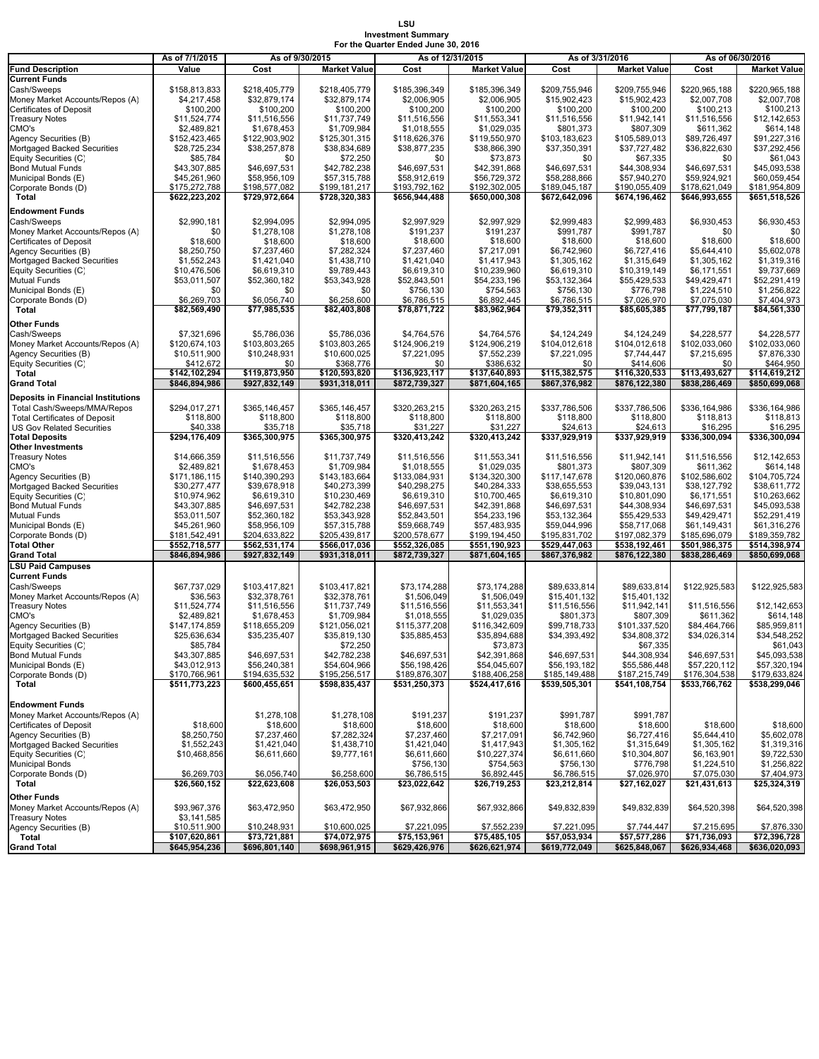# LSU
## Investment Summary
### For the Quarter Ended June 30, 2016

| Fund Description | As of 7/1/2015 Value | As of 9/30/2015 Cost | As of 9/30/2015 Market Value | As of 12/31/2015 Cost | As of 12/31/2015 Market Value | As of 3/31/2016 Cost | As of 3/31/2016 Market Value | As of 06/30/2016 Cost | As of 06/30/2016 Market Value |
|---|---|---|---|---|---|---|---|---|---|
| **Current Funds** | | | | | | | | | |
| Cash/Sweeps | $158,813,833 | $218,405,779 | $218,405,779 | $185,396,349 | $185,396,349 | $209,755,946 | $209,755,946 | $220,965,188 | $220,965,188 |
| Money Market Accounts/Repos (A) | $4,217,458 | $32,879,174 | $32,879,174 | $2,006,905 | $2,006,905 | $15,902,423 | $15,902,423 | $2,007,708 | $2,007,708 |
| Certificates of Deposit | $100,200 | $100,200 | $100,200 | $100,200 | $100,200 | $100,200 | $100,200 | $100,213 | $100,213 |
| Treasury Notes | $11,524,774 | $11,516,556 | $11,737,749 | $11,516,556 | $11,553,341 | $11,516,556 | $11,942,141 | $11,516,556 | $12,142,653 |
| CMO's | $2,489,821 | $1,678,453 | $1,709,984 | $1,018,555 | $1,029,035 | $801,373 | $807,309 | $611,362 | $614,148 |
| Agency Securities (B) | $152,423,465 | $122,903,902 | $125,301,315 | $118,626,376 | $119,550,970 | $103,183,623 | $105,589,013 | $89,726,497 | $91,227,316 |
| Mortgaged Backed Securities | $28,725,234 | $38,257,878 | $38,834,689 | $38,877,235 | $38,866,390 | $37,350,391 | $37,727,482 | $36,822,630 | $37,292,456 |
| Equity Securities (C) | $85,784 | $0 | $72,250 | $0 | $73,873 | $0 | $67,335 | $0 | $61,043 |
| Bond Mutual Funds | $43,307,885 | $46,697,531 | $42,782,238 | $46,697,531 | $42,391,868 | $46,697,531 | $44,308,934 | $46,697,531 | $45,093,538 |
| Municipal Bonds (E) | $45,261,960 | $58,956,109 | $57,315,788 | $58,912,619 | $56,729,372 | $58,288,866 | $57,940,270 | $59,824,921 | $60,059,454 |
| Corporate Bonds (D) | $175,272,788 | $198,577,082 | $199,181,217 | $193,792,162 | $192,302,005 | $189,045,187 | $190,055,409 | $178,621,049 | $181,954,809 |
| **Total** | **$622,223,202** | **$729,972,664** | **$728,320,383** | **$656,944,488** | **$650,000,308** | **$672,642,096** | **$674,196,462** | **$646,993,655** | **$651,518,526** |
| **Endowment Funds** | | | | | | | | | |
| Cash/Sweeps | $2,990,181 | $2,994,095 | $2,994,095 | $2,997,929 | $2,997,929 | $2,999,483 | $2,999,483 | $6,930,453 | $6,930,453 |
| Money Market Accounts/Repos (A) | $0 | $1,278,108 | $1,278,108 | $191,237 | $191,237 | $991,787 | $991,787 | $0 | $0 |
| Certificates of Deposit | $18,600 | $18,600 | $18,600 | $18,600 | $18,600 | $18,600 | $18,600 | $18,600 | $18,600 |
| Agency Securities (B) | $8,250,750 | $7,237,460 | $7,282,324 | $7,237,460 | $7,217,091 | $6,742,960 | $6,727,416 | $5,644,410 | $5,602,078 |
| Mortgaged Backed Securities | $1,552,243 | $1,421,040 | $1,438,710 | $1,421,040 | $1,417,943 | $1,305,162 | $1,315,649 | $1,305,162 | $1,319,316 |
| Equity Securities (C) | $10,476,506 | $6,619,310 | $9,789,443 | $6,619,310 | $10,239,960 | $6,619,310 | $10,319,149 | $6,171,551 | $9,737,669 |
| Mutual Funds | $53,011,507 | $52,360,182 | $53,343,928 | $52,843,501 | $54,233,196 | $53,132,364 | $55,429,533 | $49,429,471 | $52,291,419 |
| Municipal Bonds (E) | $0 | $0 | $0 | $756,130 | $754,563 | $756,130 | $776,798 | $1,224,510 | $1,256,822 |
| Corporate Bonds (D) | $6,269,703 | $6,056,740 | $6,258,600 | $6,786,515 | $6,892,445 | $6,786,515 | $7,026,970 | $7,075,030 | $7,404,973 |
| **Total** | **$82,569,490** | **$77,985,535** | **$82,403,808** | **$78,871,722** | **$83,962,964** | **$79,352,311** | **$85,605,385** | **$77,799,187** | **$84,561,330** |
| **Other Funds** | | | | | | | | | |
| Cash/Sweeps | $7,321,696 | $5,786,036 | $5,786,036 | $4,764,576 | $4,764,576 | $4,124,249 | $4,124,249 | $4,228,577 | $4,228,577 |
| Money Market Accounts/Repos (A) | $120,674,103 | $103,803,265 | $103,803,265 | $124,906,219 | $124,906,219 | $104,012,618 | $104,012,618 | $102,033,060 | $102,033,060 |
| Agency Securities (B) | $10,511,900 | $10,248,931 | $10,600,025 | $7,221,095 | $7,552,239 | $7,221,095 | $7,744,447 | $7,215,695 | $7,876,330 |
| Equity Securities (C) | $412,672 | $0 | $368,776 | $0 | $386,632 | $0 | $414,606 | $0 | $464,950 |
| **Total** | **$142,102,294** | **$119,873,950** | **$120,593,820** | **$136,923,117** | **$137,640,893** | **$115,382,575** | **$116,320,533** | **$113,493,627** | **$114,619,212** |
| **Grand Total** | **$846,894,986** | **$927,832,149** | **$931,318,011** | **$872,739,327** | **$871,604,165** | **$867,376,982** | **$876,122,380** | **$838,286,469** | **$850,699,068** |
| **Deposits in Financial Institutions** | | | | | | | | | |
| Total Cash/Sweeps/MMA/Repos | $294,017,271 | $365,146,457 | $365,146,457 | $320,263,215 | $320,263,215 | $337,786,506 | $337,786,506 | $336,164,986 | $336,164,986 |
| Total Certificates of Deposit | $118,800 | $118,800 | $118,800 | $118,800 | $118,800 | $118,800 | $118,800 | $118,813 | $118,813 |
| US Gov Related Securities | $40,338 | $35,718 | $35,718 | $31,227 | $31,227 | $24,613 | $24,613 | $16,295 | $16,295 |
| **Total Deposits** | **$294,176,409** | **$365,300,975** | **$365,300,975** | **$320,413,242** | **$320,413,242** | **$337,929,919** | **$337,929,919** | **$336,300,094** | **$336,300,094** |
| **Other Investments** | | | | | | | | | |
| Treasury Notes | $14,666,359 | $11,516,556 | $11,737,749 | $11,516,556 | $11,553,341 | $11,516,556 | $11,942,141 | $11,516,556 | $12,142,653 |
| CMO's | $2,489,821 | $1,678,453 | $1,709,984 | $1,018,555 | $1,029,035 | $801,373 | $807,309 | $611,362 | $614,148 |
| Agency Securities (B) | $171,186,115 | $140,390,293 | $143,183,664 | $133,084,931 | $134,320,300 | $117,147,678 | $120,060,876 | $102,586,602 | $104,705,724 |
| Mortgaged Backed Securities | $30,277,477 | $39,678,918 | $40,273,399 | $40,298,275 | $40,284,333 | $38,655,553 | $39,043,131 | $38,127,792 | $38,611,772 |
| Equity Securities (C) | $10,974,962 | $6,619,310 | $10,230,469 | $6,619,310 | $10,700,465 | $6,619,310 | $10,801,090 | $6,171,551 | $10,263,662 |
| Bond Mutual Funds | $43,307,885 | $46,697,531 | $42,782,238 | $46,697,531 | $42,391,868 | $46,697,531 | $44,308,934 | $46,697,531 | $45,093,538 |
| Mutual Funds | $53,011,507 | $52,360,182 | $53,343,928 | $52,843,501 | $54,233,196 | $53,132,364 | $55,429,533 | $49,429,471 | $52,291,419 |
| Municipal Bonds (E) | $45,261,960 | $58,956,109 | $57,315,788 | $59,668,749 | $57,483,935 | $59,044,996 | $58,717,068 | $61,149,431 | $61,316,276 |
| Corporate Bonds (D) | $181,542,491 | $204,633,822 | $205,439,817 | $200,578,677 | $199,194,450 | $195,831,702 | $197,082,379 | $185,696,079 | $189,359,782 |
| **Total Other** | **$552,718,577** | **$562,531,174** | **$566,017,036** | **$552,326,085** | **$551,190,923** | **$529,447,063** | **$538,192,461** | **$501,986,375** | **$514,398,974** |
| **Grand Total** | **$846,894,986** | **$927,832,149** | **$931,318,011** | **$872,739,327** | **$871,604,165** | **$867,376,982** | **$876,122,380** | **$838,286,469** | **$850,699,068** |
| **LSU Paid Campuses** | | | | | | | | | |
| **Current Funds** | | | | | | | | | |
| Cash/Sweeps | $67,737,029 | $103,417,821 | $103,417,821 | $73,174,288 | $73,174,288 | $89,633,814 | $89,633,814 | $122,925,583 | $122,925,583 |
| Money Market Accounts/Repos (A) | $36,563 | $32,378,761 | $32,378,761 | $1,506,049 | $1,506,049 | $15,401,132 | $15,401,132 | | |
| Treasury Notes | $11,524,774 | $11,516,556 | $11,737,749 | $11,516,556 | $11,553,341 | $11,516,556 | $11,942,141 | $11,516,556 | $12,142,653 |
| CMO's | $2,489,821 | $1,678,453 | $1,709,984 | $1,018,555 | $1,029,035 | $801,373 | $807,309 | $611,362 | $614,148 |
| Agency Securities (B) | $147,174,859 | $118,655,209 | $121,056,021 | $115,377,208 | $116,342,609 | $99,718,733 | $101,337,520 | $84,464,766 | $85,959,811 |
| Mortgaged Backed Securities | $25,636,634 | $35,235,407 | $35,819,130 | $35,885,453 | $35,894,688 | $34,393,492 | $34,808,372 | $34,026,314 | $34,548,252 |
| Equity Securities (C) | $85,784 | | $72,250 | | $73,873 | | $67,335 | | $61,043 |
| Bond Mutual Funds | $43,307,885 | $46,697,531 | $42,782,238 | $46,697,531 | $42,391,868 | $46,697,531 | $44,308,934 | $46,697,531 | $45,093,538 |
| Municipal Bonds (E) | $43,012,913 | $56,240,381 | $54,604,966 | $56,198,426 | $54,045,607 | $56,193,182 | $55,586,448 | $57,220,112 | $57,320,194 |
| Corporate Bonds (D) | $170,766,961 | $194,635,532 | $195,256,517 | $189,876,307 | $188,406,258 | $185,149,488 | $187,215,749 | $176,304,538 | $179,633,824 |
| **Total** | **$511,773,223** | **$600,455,651** | **$598,835,437** | **$531,250,373** | **$524,417,616** | **$539,505,301** | **$541,108,754** | **$533,766,762** | **$538,299,046** |
| **Endowment Funds** | | | | | | | | | |
| Money Market Accounts/Repos (A) | | $1,278,108 | $1,278,108 | $191,237 | $191,237 | $991,787 | $991,787 | | |
| Certificates of Deposit | $18,600 | $18,600 | $18,600 | $18,600 | $18,600 | $18,600 | $18,600 | $18,600 | $18,600 |
| Agency Securities (B) | $8,250,750 | $7,237,460 | $7,282,324 | $7,237,460 | $7,217,091 | $6,742,960 | $6,727,416 | $5,644,410 | $5,602,078 |
| Mortgaged Backed Securities | $1,552,243 | $1,421,040 | $1,438,710 | $1,421,040 | $1,417,943 | $1,305,162 | $1,315,649 | $1,305,162 | $1,319,316 |
| Equity Securities (C) | $10,468,856 | $6,611,660 | $9,777,161 | $6,611,660 | $10,227,374 | $6,611,660 | $10,304,807 | $6,163,901 | $9,722,530 |
| Municipal Bonds | | | | $756,130 | $754,563 | $756,130 | $776,798 | $1,224,510 | $1,256,822 |
| Corporate Bonds (D) | $6,269,703 | $6,056,740 | $6,258,600 | $6,786,515 | $6,892,445 | $6,786,515 | $7,026,970 | $7,075,030 | $7,404,973 |
| **Total** | **$26,560,152** | **$22,623,608** | **$26,053,503** | **$23,022,642** | **$26,719,253** | **$23,212,814** | **$27,162,027** | **$21,431,613** | **$25,324,319** |
| **Other Funds** | | | | | | | | | |
| Money Market Accounts/Repos (A) | $93,967,376 | $63,472,950 | $63,472,950 | $67,932,866 | $67,932,866 | $49,832,839 | $49,832,839 | $64,520,398 | $64,520,398 |
| Treasury Notes | $3,141,585 | | | | | | | | |
| Agency Securities (B) | $10,511,900 | $10,248,931 | $10,600,025 | $7,221,095 | $7,552,239 | $7,221,095 | $7,744,447 | $7,215,695 | $7,876,330 |
| **Total** | **$107,620,861** | **$73,721,881** | **$74,072,975** | **$75,153,961** | **$75,485,105** | **$57,053,934** | **$57,577,286** | **$71,736,093** | **$72,396,728** |
| **Grand Total** | **$645,954,236** | **$696,801,140** | **$698,961,915** | **$629,426,976** | **$626,621,974** | **$619,772,049** | **$625,848,067** | **$626,934,468** | **$636,020,093** |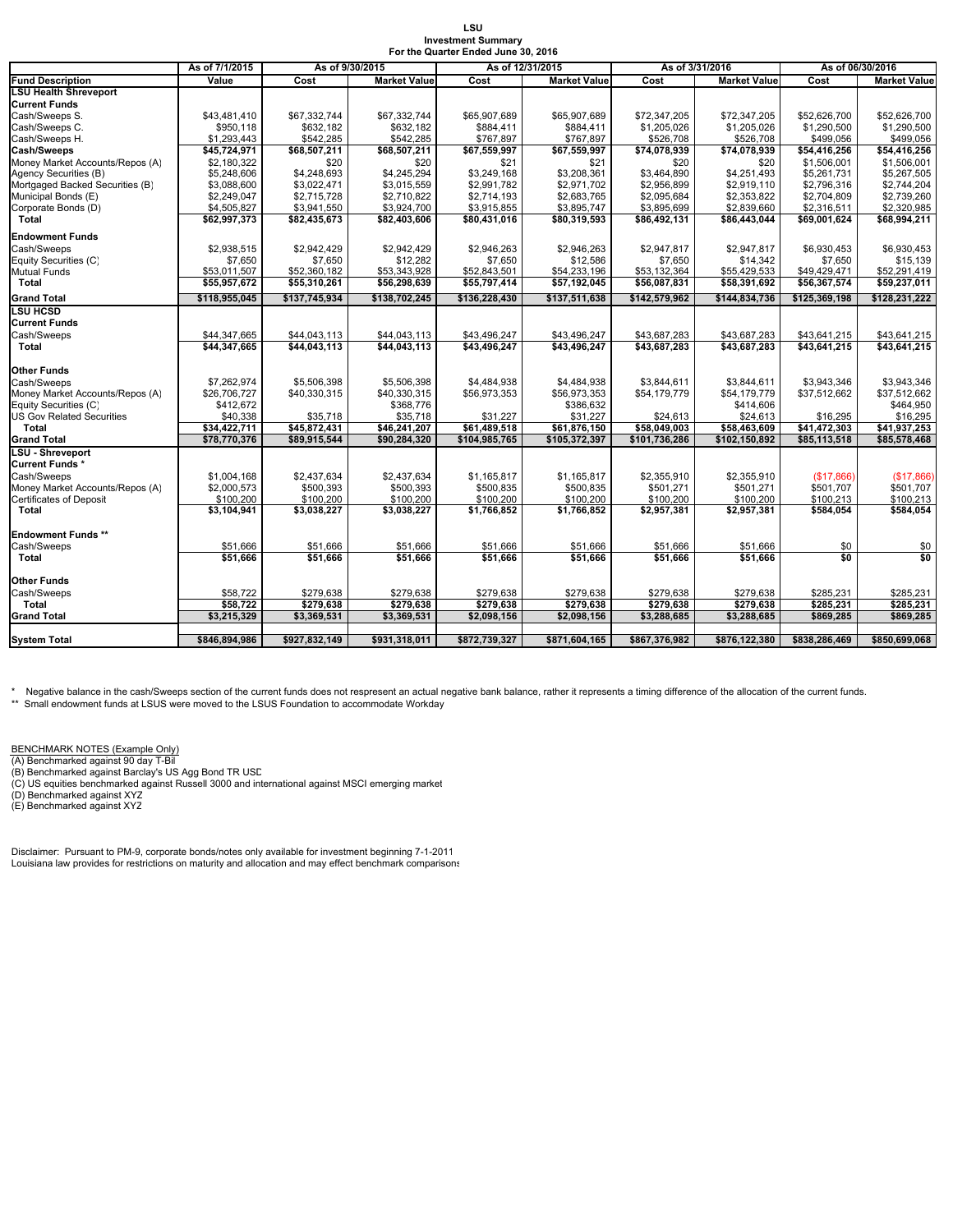**LSU**
**Investment Summary**
**For the Quarter Ended June 30, 2016**

| | As of 7/1/2015 | As of 9/30/2015 | | As of 12/31/2015 | | As of 3/31/2016 | | As of 06/30/2016 | |
|---|---|---|---|---|---|---|---|---|---|
| **Fund Description** | **Value** | **Cost** | **Market Value** | **Cost** | **Market Value** | **Cost** | **Market Value** | **Cost** | **Market Value** |
| **LSU Health Shreveport** | | | | | | | | | |
| **Current Funds** | | | | | | | | | |
| Cash/Sweeps S. | $43,481,410 | $67,332,744 | $67,332,744 | $65,907,689 | $65,907,689 | $72,347,205 | $72,347,205 | $52,626,700 | $52,626,700 |
| Cash/Sweeps C. | $950,118 | $632,182 | $632,182 | $884,411 | $884,411 | $1,205,026 | $1,205,026 | $1,290,500 | $1,290,500 |
| Cash/Sweeps H. | $1,293,443 | $542,285 | $542,285 | $767,897 | $767,897 | $526,708 | $526,708 | $499,056 | $499,056 |
| **Cash/Sweeps** | **$45,724,971** | **$68,507,211** | **$68,507,211** | **$67,559,997** | **$67,559,997** | **$74,078,939** | **$74,078,939** | **$54,416,256** | **$54,416,256** |
| Money Market Accounts/Repos (A) | $2,180,322 | $20 | $20 | $21 | $21 | $20 | $20 | $1,506,001 | $1,506,001 |
| Agency Securities (B) | $5,248,606 | $4,248,693 | $4,245,294 | $3,249,168 | $3,208,361 | $3,464,890 | $4,251,493 | $5,261,731 | $5,267,505 |
| Mortgaged Backed Securities (B) | $3,088,600 | $3,022,471 | $3,015,559 | $2,991,782 | $2,971,702 | $2,956,899 | $2,919,110 | $2,796,316 | $2,744,204 |
| Municipal Bonds (E) | $2,249,047 | $2,715,728 | $2,710,822 | $2,714,193 | $2,683,765 | $2,095,684 | $2,353,822 | $2,704,809 | $2,739,260 |
| Corporate Bonds (D) | $4,505,827 | $3,941,550 | $3,924,700 | $3,915,855 | $3,895,747 | $3,895,699 | $2,839,660 | $2,316,511 | $2,320,985 |
| **Total** | **$62,997,373** | **$82,435,673** | **$82,403,606** | **$80,431,016** | **$80,319,593** | **$86,492,131** | **$86,443,044** | **$69,001,624** | **$68,994,211** |
| **Endowment Funds** | | | | | | | | | |
| Cash/Sweeps | $2,938,515 | $2,942,429 | $2,942,429 | $2,946,263 | $2,946,263 | $2,947,817 | $2,947,817 | $6,930,453 | $6,930,453 |
| Equity Securities (C) | $7,650 | $7,650 | $12,282 | $7,650 | $12,586 | $7,650 | $14,342 | $7,650 | $15,139 |
| Mutual Funds | $53,011,507 | $52,360,182 | $53,343,928 | $52,843,501 | $54,233,196 | $53,132,364 | $55,429,533 | $49,429,471 | $52,291,419 |
| **Total** | **$55,957,672** | **$55,310,261** | **$56,298,639** | **$55,797,414** | **$57,192,045** | **$56,087,831** | **$58,391,692** | **$56,367,574** | **$59,237,011** |
| **Grand Total** | **$118,955,045** | **$137,745,934** | **$138,702,245** | **$136,228,430** | **$137,511,638** | **$142,579,962** | **$144,834,736** | **$125,369,198** | **$128,231,222** |
| **LSU HCSD** | | | | | | | | | |
| **Current Funds** | | | | | | | | | |
| Cash/Sweeps | $44,347,665 | $44,043,113 | $44,043,113 | $43,496,247 | $43,496,247 | $43,687,283 | $43,687,283 | $43,641,215 | $43,641,215 |
| **Total** | **$44,347,665** | **$44,043,113** | **$44,043,113** | **$43,496,247** | **$43,496,247** | **$43,687,283** | **$43,687,283** | **$43,641,215** | **$43,641,215** |
| **Other Funds** | | | | | | | | | |
| Cash/Sweeps | $7,262,974 | $5,506,398 | $5,506,398 | $4,484,938 | $4,484,938 | $3,844,611 | $3,844,611 | $3,943,346 | $3,943,346 |
| Money Market Accounts/Repos (A) | $26,706,727 | $40,330,315 | $40,330,315 | $56,973,353 | $56,973,353 | $54,179,779 | $54,179,779 | $37,512,662 | $37,512,662 |
| Equity Securities (C) | $412,672 | | $368,776 | | $386,632 | | $414,606 | | $464,950 |
| US Gov Related Securities | $40,338 | $35,718 | $35,718 | $31,227 | $31,227 | $24,613 | $24,613 | $16,295 | $16,295 |
| **Total** | **$34,422,711** | **$45,872,431** | **$46,241,207** | **$61,489,518** | **$61,876,150** | **$58,049,003** | **$58,463,609** | **$41,472,303** | **$41,937,253** |
| **Grand Total** | **$78,770,376** | **$89,915,544** | **$90,284,320** | **$104,985,765** | **$105,372,397** | **$101,736,286** | **$102,150,892** | **$85,113,518** | **$85,578,468** |
| **LSU - Shreveport** | | | | | | | | | |
| **Current Funds *** | | | | | | | | | |
| Cash/Sweeps | $1,004,168 | $2,437,634 | $2,437,634 | $1,165,817 | $1,165,817 | $2,355,910 | $2,355,910 | ($17,866) | ($17,866) |
| Money Market Accounts/Repos (A) | $2,000,573 | $500,393 | $500,393 | $500,835 | $500,835 | $501,271 | $501,271 | $501,707 | $501,707 |
| Certificates of Deposit | $100,200 | $100,200 | $100,200 | $100,200 | $100,200 | $100,200 | $100,200 | $100,213 | $100,213 |
| **Total** | **$3,104,941** | **$3,038,227** | **$3,038,227** | **$1,766,852** | **$1,766,852** | **$2,957,381** | **$2,957,381** | **$584,054** | **$584,054** |
| **Endowment Funds **** | | | | | | | | | |
| Cash/Sweeps | $51,666 | $51,666 | $51,666 | $51,666 | $51,666 | $51,666 | $51,666 | $0 | $0 |
| **Total** | **$51,666** | **$51,666** | **$51,666** | **$51,666** | **$51,666** | **$51,666** | **$51,666** | **$0** | **$0** |
| **Other Funds** | | | | | | | | | |
| Cash/Sweeps | $58,722 | $279,638 | $279,638 | $279,638 | $279,638 | $279,638 | $279,638 | $285,231 | $285,231 |
| **Total** | **$58,722** | **$279,638** | **$279,638** | **$279,638** | **$279,638** | **$279,638** | **$279,638** | **$285,231** | **$285,231** |
| **Grand Total** | **$3,215,329** | **$3,369,531** | **$3,369,531** | **$2,098,156** | **$2,098,156** | **$3,288,685** | **$3,288,685** | **$869,285** | **$869,285** |
| **System Total** | **$846,894,986** | **$927,832,149** | **$931,318,011** | **$872,739,327** | **$871,604,165** | **$867,376,982** | **$876,122,380** | **$838,286,469** | **$850,699,068** |

\* Negative balance in the cash/Sweeps section of the current funds does not respresent an actual negative bank balance, rather it represents a timing difference of the allocation of the current funds.
** Small endowment funds at LSUS were moved to the LSUS Foundation to accommodate Workday

BENCHMARK NOTES (Example Only)
(A) Benchmarked against 90 day T-Bil
(B) Benchmarked against Barclay's US Agg Bond TR USD
(C) US equities benchmarked against Russell 3000 and international against MSCI emerging market
(D) Benchmarked against XYZ
(E) Benchmarked against XYZ

Disclaimer: Pursuant to PM-9, corporate bonds/notes only available for investment beginning 7-1-2011
Louisiana law provides for restrictions on maturity and allocation and may effect benchmark comparisons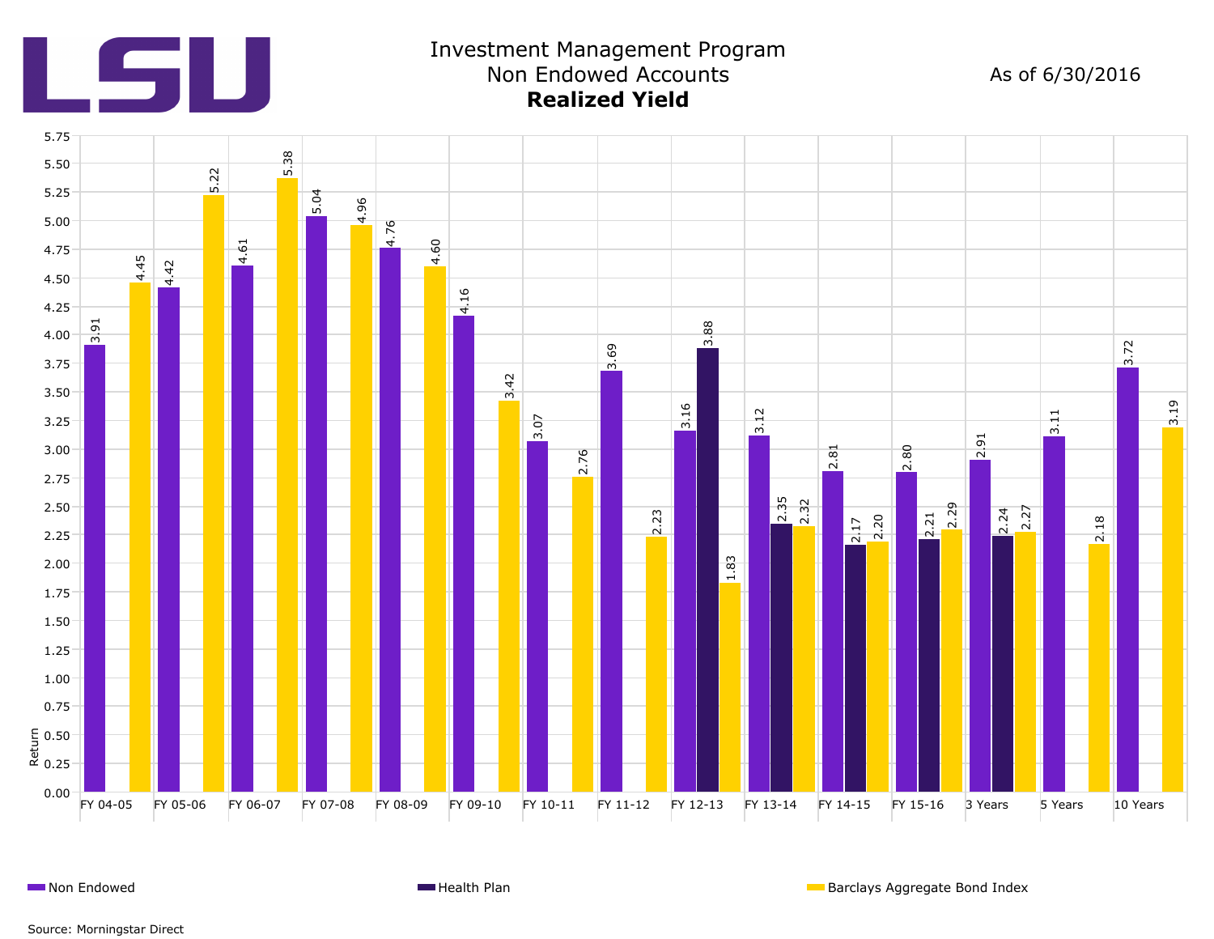LSU

# Investment Management Program
## Non Endowed Accounts
**Realized Yield**

As of 6/30/2016

| Period | Non Endowed | Health Plan | Barclays Aggregate Bond Index |
|---|---|---|---|
| FY 04-05 | 3.91 | | 4.45 |
| FY 05-06 | 4.42 | | 5.22 |
| FY 06-07 | 4.61 | | 5.38 |
| FY 07-08 | 5.04 | | 4.96 |
| FY 08-09 | 4.76 | | 4.60 |
| FY 09-10 | 4.16 | | 3.42 |
| FY 10-11 | 3.07 | | 2.76 |
| FY 11-12 | 3.69 | | 2.23 |
| FY 12-13 | 3.16 | 3.88 | 1.83 |
| FY 13-14 | 3.12 | 2.35 | 2.32 |
| FY 14-15 | 2.81 | 2.17 | 2.20 |
| FY 15-16 | 2.80 | 2.21 | 2.29 |
| 3 Years | 2.91 | 2.24 | 2.27 |
| 5 Years | 3.11 | | 2.18 |
| 10 Years | 3.72 | | 3.19 |

Source: Morningstar Direct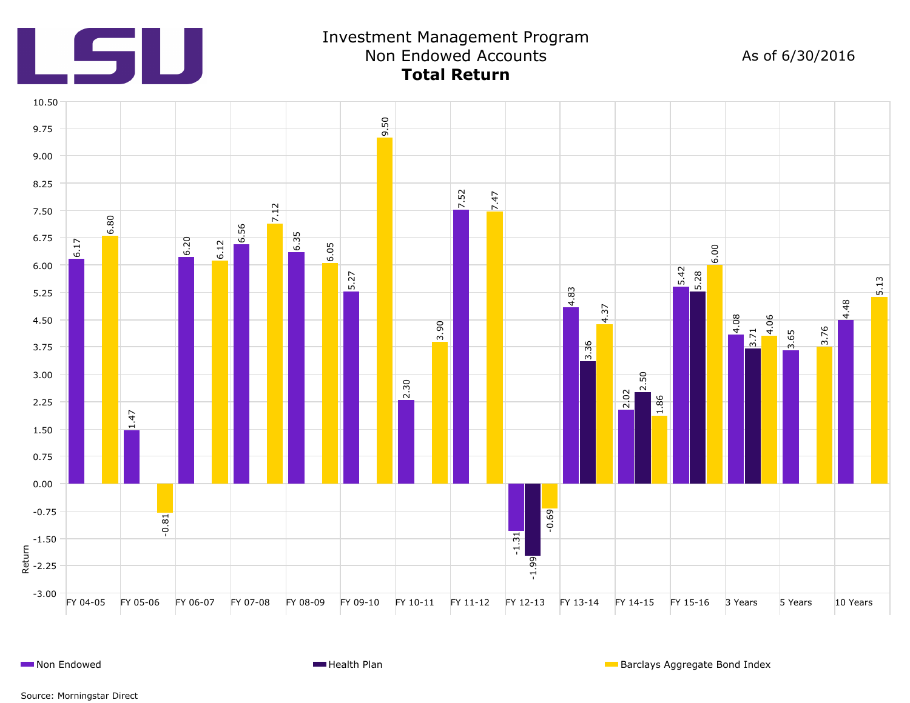# Investment Management Program

## Non Endowed Accounts

### Total Return

As of 6/30/2016

| Period | Non Endowed | Health Plan | Barclays Aggregate Bond Index |
|---|---|---|---|
| FY 04-05 | 6.17 | | 6.80 |
| FY 05-06 | 1.47 | | -0.81 |
| FY 06-07 | 6.20 | | 6.12 |
| FY 07-08 | 6.56 | | 7.12 |
| FY 08-09 | 6.35 | | 6.05 |
| FY 09-10 | 5.27 | | 9.50 |
| FY 10-11 | 2.30 | | 3.90 |
| FY 11-12 | 7.52 | | 7.47 |
| FY 12-13 | -1.31 | -1.99 | -0.69 |
| FY 13-14 | 4.83 | 3.36 | 4.37 |
| FY 14-15 | 2.02 | 2.50 | 1.86 |
| FY 15-16 | 5.42 | 5.28 | 6.00 |
| 3 Years | 4.08 | 3.71 | 4.06 |
| 5 Years | 3.65 | | 3.76 |
| 10 Years | 4.48 | | 5.13 |

Source: Morningstar Direct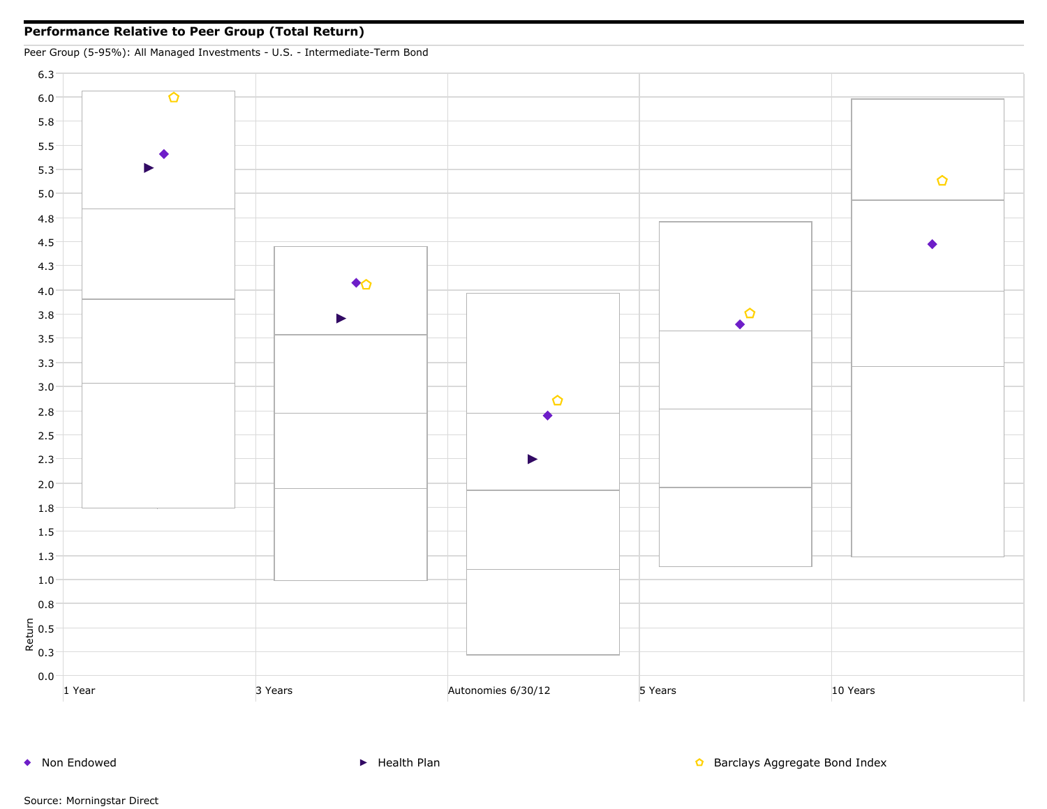**Performance Relative to Peer Group (Total Return)**

Peer Group (5-95%): All Managed Investments - U.S. - Intermediate-Term Bond

Return

6.3
6.0
5.8
5.5
5.3
5.0
4.8
4.5
4.3
4.0
3.8
3.5
3.3
3.0
2.8
2.5
2.3
2.0
1.8
1.5
1.3
1.0
0.8
0.5
0.3
0.0

1 Year | 3 Years | Autonomies 6/30/12 | 5 Years | 10 Years

◆ Non Endowed ▶ Health Plan ⬠ Barclays Aggregate Bond Index

Source: Morningstar Direct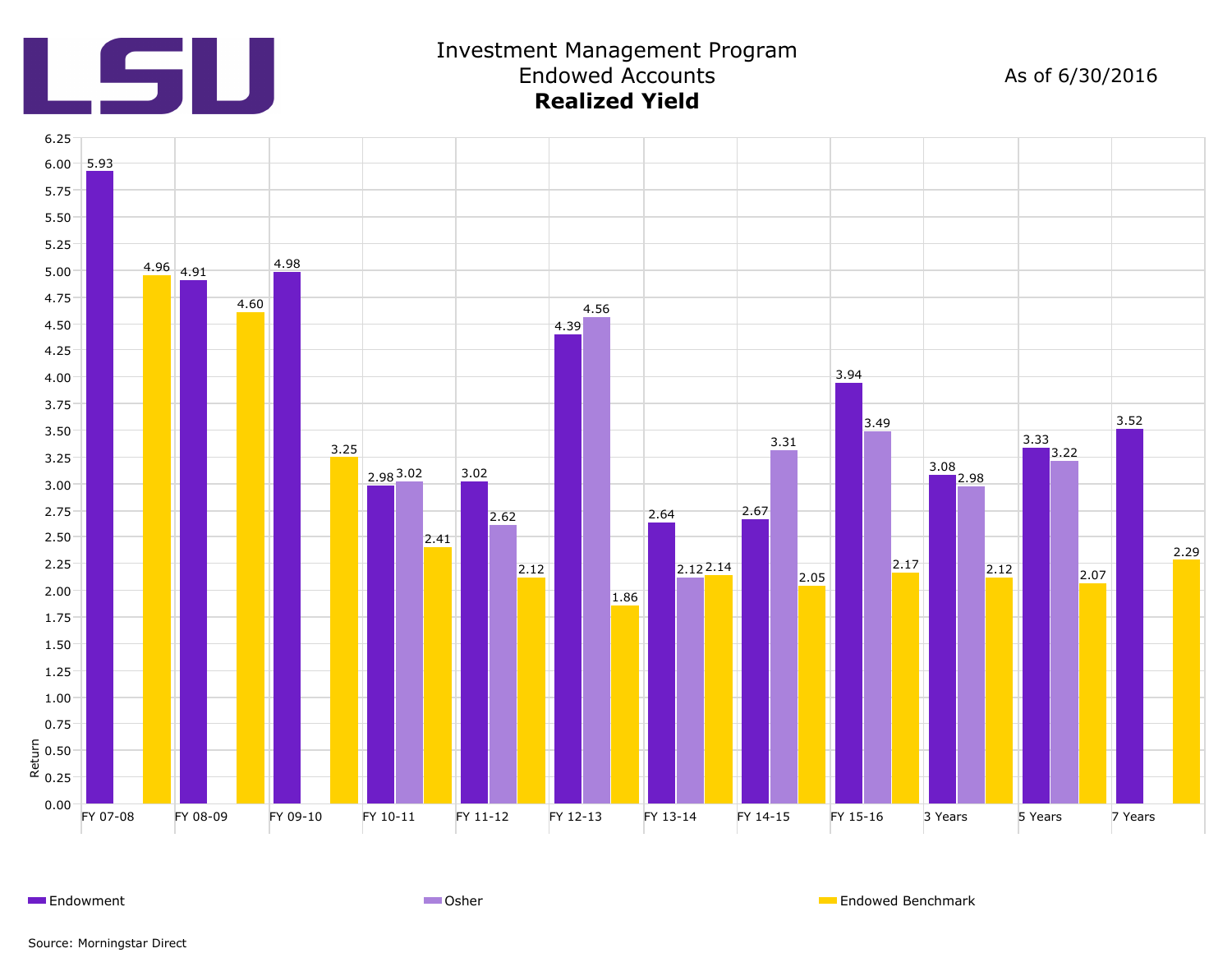# Investment Management Program
## Endowed Accounts
### **Realized Yield**

As of 6/30/2016

| Period | Endowment | Osher | Endowed Benchmark |
|---|---|---|---|
| FY 07-08 | 5.93 | | 4.96 |
| FY 08-09 | 4.91 | | 4.60 |
| FY 09-10 | 4.98 | | 3.25 |
| FY 10-11 | 2.98 | 3.02 | 2.41 |
| FY 11-12 | 3.02 | 2.62 | 2.12 |
| FY 12-13 | 4.39 | 4.56 | 1.86 |
| FY 13-14 | 2.64 | 2.12 | 2.14 |
| FY 14-15 | 2.67 | 3.31 | 2.05 |
| FY 15-16 | 3.94 | 3.49 | 2.17 |
| 3 Years | 3.08 | 2.98 | 2.12 |
| 5 Years | 3.33 | 3.22 | 2.07 |
| 7 Years | 3.52 | | 2.29 |

Source: Morningstar Direct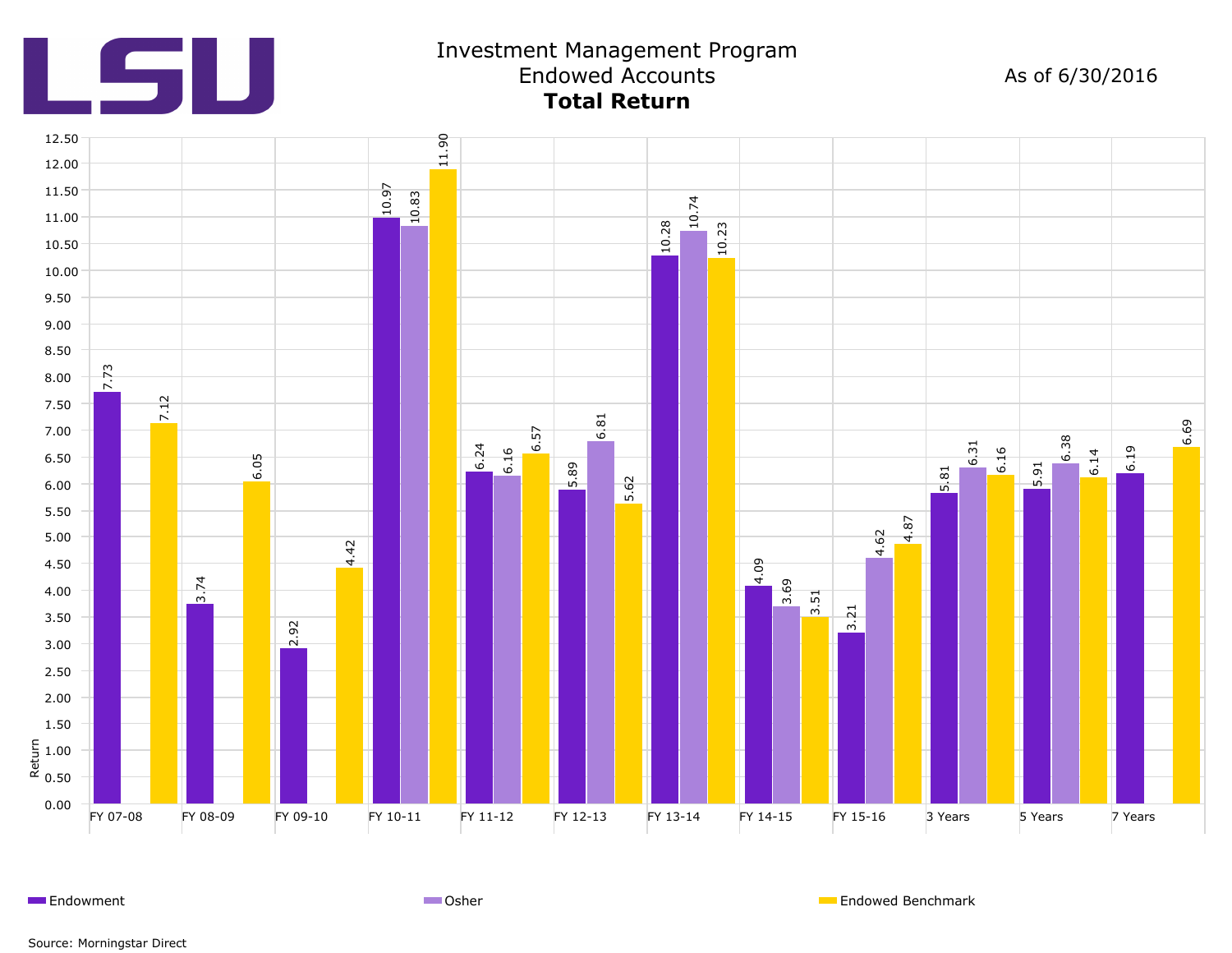LSU

# Investment Management Program
## Endowed Accounts
## **Total Return**

As of 6/30/2016

Return

12.50
12.00
11.50
11.00
10.50
10.00
9.50
9.00
8.50
8.00
7.50
7.00
6.50
6.00
5.50
5.00
4.50
4.00
3.50
3.00
2.50
2.00
1.50
1.00
0.50
0.00

FY 07-08: 7.73, 7.12
FY 08-09: 3.74, 6.05
FY 09-10: 2.92, 4.42
FY 10-11: 10.97, 10.83, 11.90
FY 11-12: 6.24, 6.16, 6.57
FY 12-13: 5.89, 6.81, 5.62
FY 13-14: 10.28, 10.74, 10.23
FY 14-15: 4.09, 3.69, 3.51
FY 15-16: 3.21, 4.62, 4.87
3 Years: 5.81, 6.31, 6.16
5 Years: 5.91, 6.38, 6.14
7 Years: 6.19, 6.69

Endowment
Osher
Endowed Benchmark

Source: Morningstar Direct